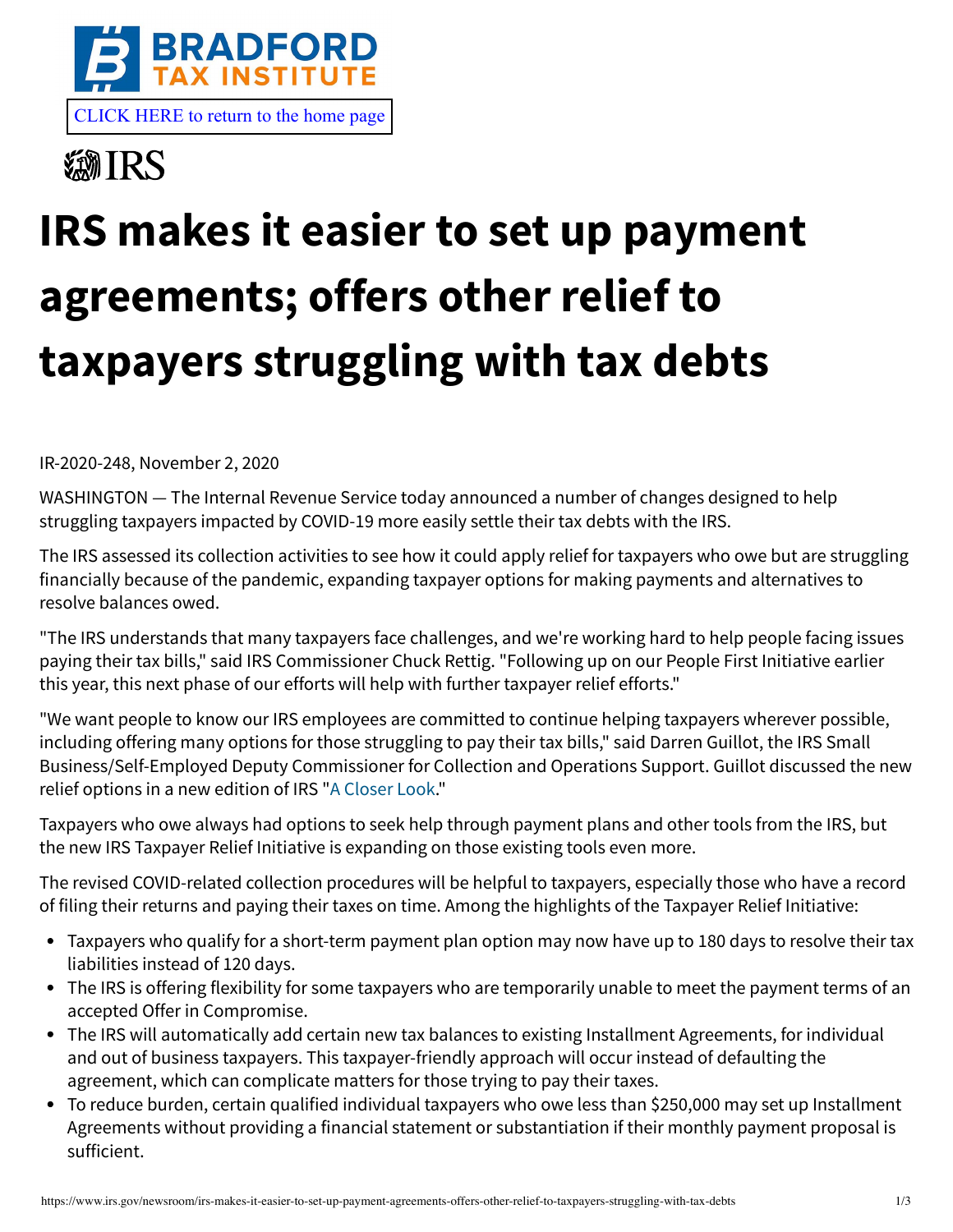BRADFORD TAX INSTITUTE

CLICK HERE to return to the home page

IRS

# IRS makes it easier to set up payment agreements; offers other relief to taxpayers struggling with tax debts

IR-2020-248, November 2, 2020

WASHINGTON — The Internal Revenue Service today announced a number of changes designed to help struggling taxpayers impacted by COVID-19 more easily settle their tax debts with the IRS.

The IRS assessed its collection activities to see how it could apply relief for taxpayers who owe but are struggling financially because of the pandemic, expanding taxpayer options for making payments and alternatives to resolve balances owed.

"The IRS understands that many taxpayers face challenges, and we're working hard to help people facing issues paying their tax bills," said IRS Commissioner Chuck Rettig. "Following up on our People First Initiative earlier this year, this next phase of our efforts will help with further taxpayer relief efforts."

"We want people to know our IRS employees are committed to continue helping taxpayers wherever possible, including offering many options for those struggling to pay their tax bills," said Darren Guillot, the IRS Small Business/Self-Employed Deputy Commissioner for Collection and Operations Support. Guillot discussed the new relief options in a new edition of IRS "A Closer Look."

Taxpayers who owe always had options to seek help through payment plans and other tools from the IRS, but the new IRS Taxpayer Relief Initiative is expanding on those existing tools even more.

The revised COVID-related collection procedures will be helpful to taxpayers, especially those who have a record of filing their returns and paying their taxes on time. Among the highlights of the Taxpayer Relief Initiative:

- Taxpayers who qualify for a short-term payment plan option may now have up to 180 days to resolve their tax liabilities instead of 120 days.
- The IRS is offering flexibility for some taxpayers who are temporarily unable to meet the payment terms of an accepted Offer in Compromise.
- The IRS will automatically add certain new tax balances to existing Installment Agreements, for individual and out of business taxpayers. This taxpayer-friendly approach will occur instead of defaulting the agreement, which can complicate matters for those trying to pay their taxes.
- To reduce burden, certain qualified individual taxpayers who owe less than $250,000 may set up Installment Agreements without providing a financial statement or substantiation if their monthly payment proposal is sufficient.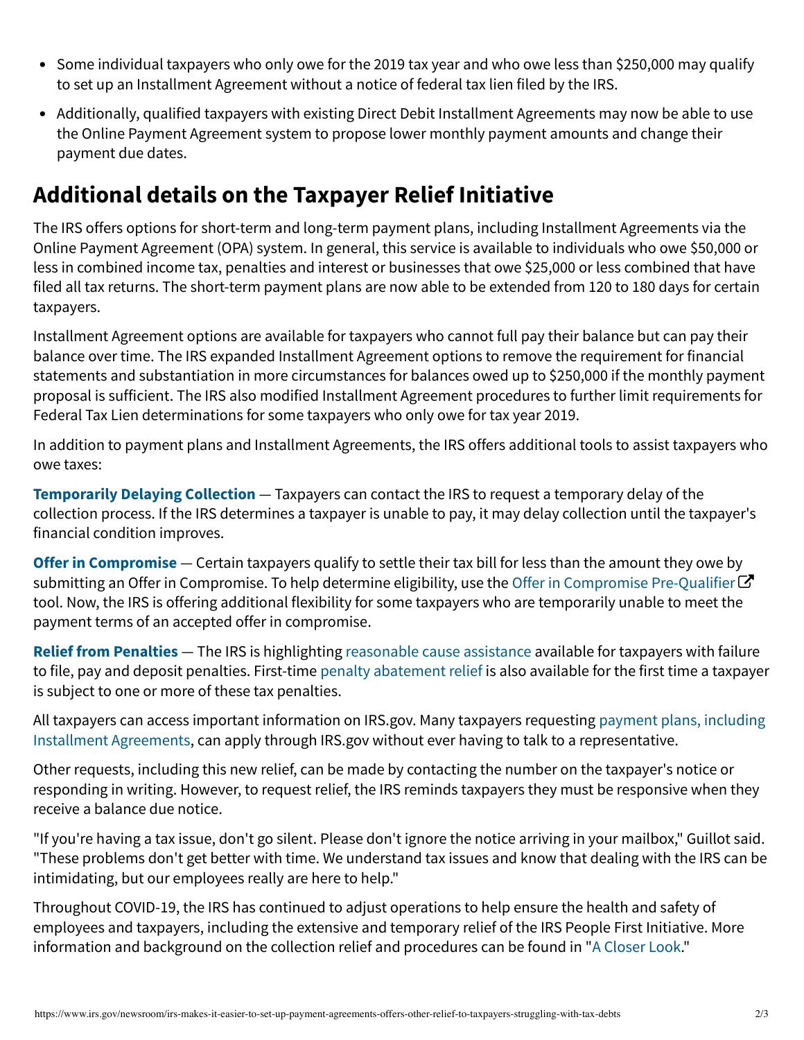- Some individual taxpayers who only owe for the 2019 tax year and who owe less than $250,000 may qualify to set up an Installment Agreement without a notice of federal tax lien filed by the IRS.
- Additionally, qualified taxpayers with existing Direct Debit Installment Agreements may now be able to use the Online Payment Agreement system to propose lower monthly payment amounts and change their payment due dates.

## Additional details on the Taxpayer Relief Initiative

The IRS offers options for short-term and long-term payment plans, including Installment Agreements via the Online Payment Agreement (OPA) system. In general, this service is available to individuals who owe $50,000 or less in combined income tax, penalties and interest or businesses that owe $25,000 or less combined that have filed all tax returns. The short-term payment plans are now able to be extended from 120 to 180 days for certain taxpayers.

Installment Agreement options are available for taxpayers who cannot full pay their balance but can pay their balance over time. The IRS expanded Installment Agreement options to remove the requirement for financial statements and substantiation in more circumstances for balances owed up to $250,000 if the monthly payment proposal is sufficient. The IRS also modified Installment Agreement procedures to further limit requirements for Federal Tax Lien determinations for some taxpayers who only owe for tax year 2019.

In addition to payment plans and Installment Agreements, the IRS offers additional tools to assist taxpayers who owe taxes:

**Temporarily Delaying Collection** — Taxpayers can contact the IRS to request a temporary delay of the collection process. If the IRS determines a taxpayer is unable to pay, it may delay collection until the taxpayer's financial condition improves.

**Offer in Compromise** — Certain taxpayers qualify to settle their tax bill for less than the amount they owe by submitting an Offer in Compromise. To help determine eligibility, use the Offer in Compromise Pre-Qualifier tool. Now, the IRS is offering additional flexibility for some taxpayers who are temporarily unable to meet the payment terms of an accepted offer in compromise.

**Relief from Penalties** — The IRS is highlighting reasonable cause assistance available for taxpayers with failure to file, pay and deposit penalties. First-time penalty abatement relief is also available for the first time a taxpayer is subject to one or more of these tax penalties.

All taxpayers can access important information on IRS.gov. Many taxpayers requesting payment plans, including Installment Agreements, can apply through IRS.gov without ever having to talk to a representative.

Other requests, including this new relief, can be made by contacting the number on the taxpayer's notice or responding in writing. However, to request relief, the IRS reminds taxpayers they must be responsive when they receive a balance due notice.

"If you're having a tax issue, don't go silent. Please don't ignore the notice arriving in your mailbox," Guillot said. "These problems don't get better with time. We understand tax issues and know that dealing with the IRS can be intimidating, but our employees really are here to help."

Throughout COVID-19, the IRS has continued to adjust operations to help ensure the health and safety of employees and taxpayers, including the extensive and temporary relief of the IRS People First Initiative. More information and background on the collection relief and procedures can be found in "A Closer Look."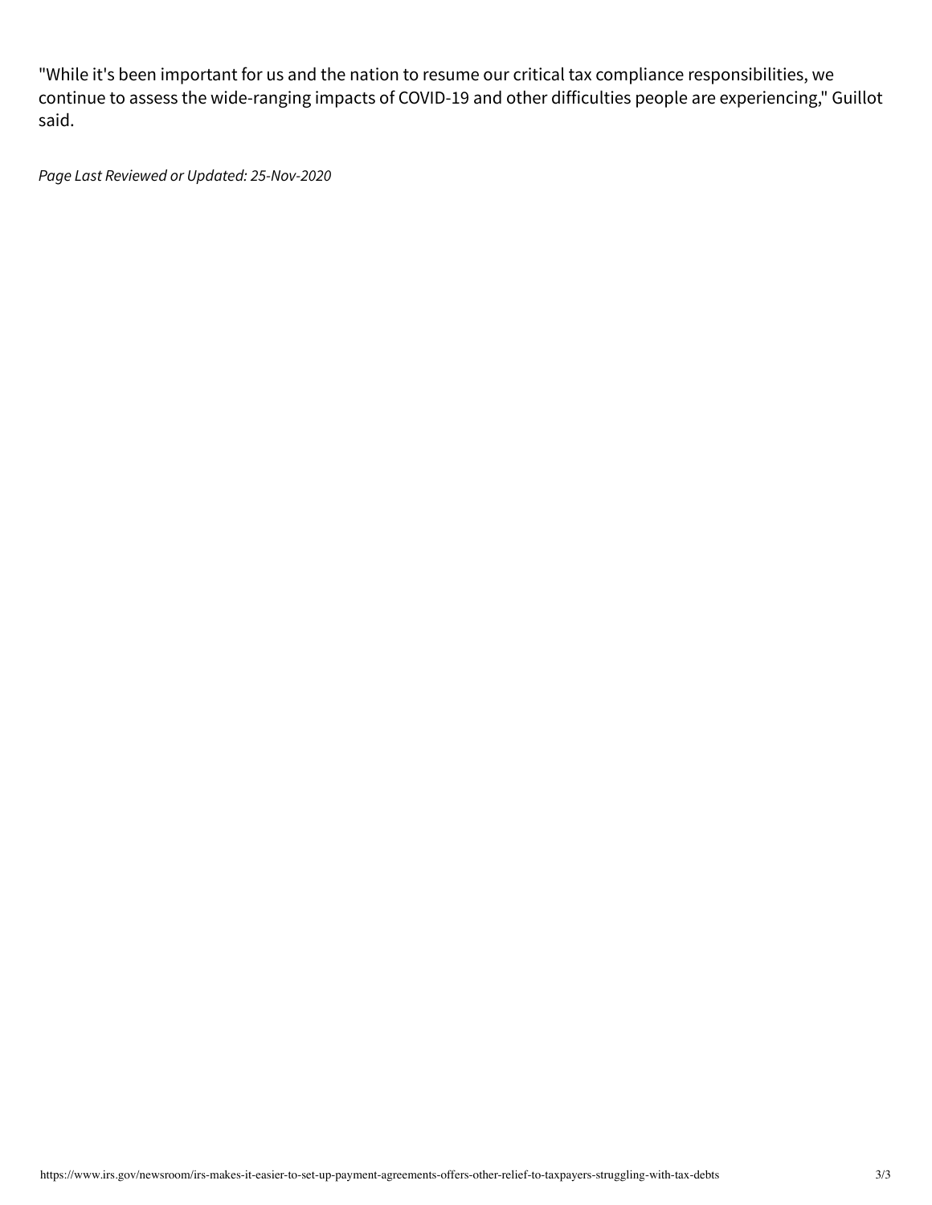"While it's been important for us and the nation to resume our critical tax compliance responsibilities, we continue to assess the wide-ranging impacts of COVID-19 and other difficulties people are experiencing," Guillot said.

*Page Last Reviewed or Updated: 25-Nov-2020*